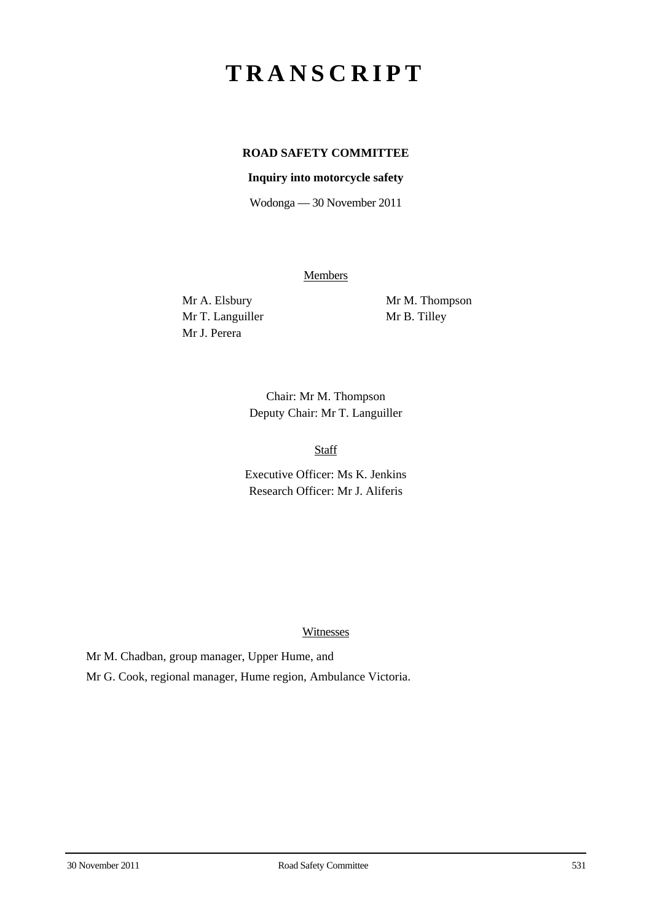# TRANSCRIPT

**ROAD SAFETY COMMITTEE**

**Inquiry into motorcycle safety**

Wodonga — 30 November 2011

Members

Mr A. Elsbury
Mr T. Languiller
Mr J. Perera
Mr M. Thompson
Mr B. Tilley

Chair: Mr M. Thompson
Deputy Chair: Mr T. Languiller

Staff

Executive Officer: Ms K. Jenkins
Research Officer: Mr J. Aliferis

Witnesses

Mr M. Chadban, group manager, Upper Hume, and

Mr G. Cook, regional manager, Hume region, Ambulance Victoria.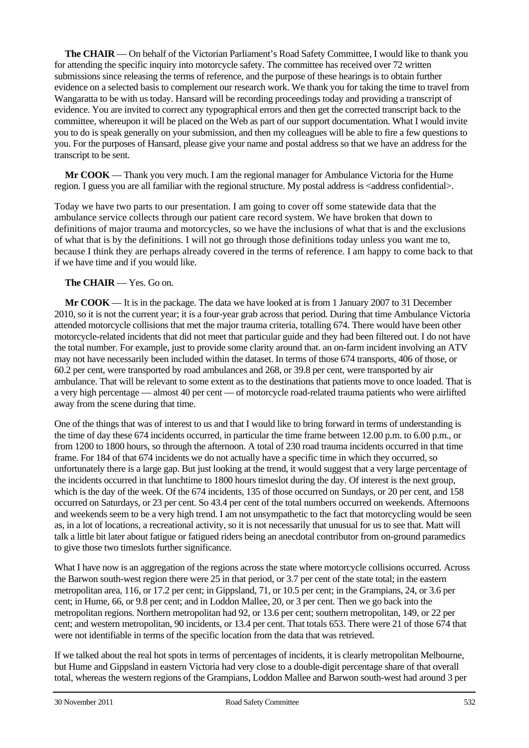**The CHAIR** — On behalf of the Victorian Parliament's Road Safety Committee, I would like to thank you for attending the specific inquiry into motorcycle safety. The committee has received over 72 written submissions since releasing the terms of reference, and the purpose of these hearings is to obtain further evidence on a selected basis to complement our research work. We thank you for taking the time to travel from Wangaratta to be with us today. Hansard will be recording proceedings today and providing a transcript of evidence. You are invited to correct any typographical errors and then get the corrected transcript back to the committee, whereupon it will be placed on the Web as part of our support documentation. What I would invite you to do is speak generally on your submission, and then my colleagues will be able to fire a few questions to you. For the purposes of Hansard, please give your name and postal address so that we have an address for the transcript to be sent.

**Mr COOK** — Thank you very much. I am the regional manager for Ambulance Victoria for the Hume region. I guess you are all familiar with the regional structure. My postal address is <address confidential>.

Today we have two parts to our presentation. I am going to cover off some statewide data that the ambulance service collects through our patient care record system. We have broken that down to definitions of major trauma and motorcycles, so we have the inclusions of what that is and the exclusions of what that is by the definitions. I will not go through those definitions today unless you want me to, because I think they are perhaps already covered in the terms of reference. I am happy to come back to that if we have time and if you would like.

**The CHAIR** — Yes. Go on.

**Mr COOK** — It is in the package. The data we have looked at is from 1 January 2007 to 31 December 2010, so it is not the current year; it is a four-year grab across that period. During that time Ambulance Victoria attended motorcycle collisions that met the major trauma criteria, totalling 674. There would have been other motorcycle-related incidents that did not meet that particular guide and they had been filtered out. I do not have the total number. For example, just to provide some clarity around that. an on-farm incident involving an ATV may not have necessarily been included within the dataset. In terms of those 674 transports, 406 of those, or 60.2 per cent, were transported by road ambulances and 268, or 39.8 per cent, were transported by air ambulance. That will be relevant to some extent as to the destinations that patients move to once loaded. That is a very high percentage — almost 40 per cent — of motorcycle road-related trauma patients who were airlifted away from the scene during that time.

One of the things that was of interest to us and that I would like to bring forward in terms of understanding is the time of day these 674 incidents occurred, in particular the time frame between 12.00 p.m. to 6.00 p.m., or from 1200 to 1800 hours, so through the afternoon. A total of 230 road trauma incidents occurred in that time frame. For 184 of that 674 incidents we do not actually have a specific time in which they occurred, so unfortunately there is a large gap. But just looking at the trend, it would suggest that a very large percentage of the incidents occurred in that lunchtime to 1800 hours timeslot during the day. Of interest is the next group, which is the day of the week. Of the 674 incidents, 135 of those occurred on Sundays, or 20 per cent, and 158 occurred on Saturdays, or 23 per cent. So 43.4 per cent of the total numbers occurred on weekends. Afternoons and weekends seem to be a very high trend. I am not unsympathetic to the fact that motorcycling would be seen as, in a lot of locations, a recreational activity, so it is not necessarily that unusual for us to see that. Matt will talk a little bit later about fatigue or fatigued riders being an anecdotal contributor from on-ground paramedics to give those two timeslots further significance.

What I have now is an aggregation of the regions across the state where motorcycle collisions occurred. Across the Barwon south-west region there were 25 in that period, or 3.7 per cent of the state total; in the eastern metropolitan area, 116, or 17.2 per cent; in Gippsland, 71, or 10.5 per cent; in the Grampians, 24, or 3.6 per cent; in Hume, 66, or 9.8 per cent; and in Loddon Mallee, 20, or 3 per cent. Then we go back into the metropolitan regions. Northern metropolitan had 92, or 13.6 per cent; southern metropolitan, 149, or 22 per cent; and western metropolitan, 90 incidents, or 13.4 per cent. That totals 653. There were 21 of those 674 that were not identifiable in terms of the specific location from the data that was retrieved.

If we talked about the real hot spots in terms of percentages of incidents, it is clearly metropolitan Melbourne, but Hume and Gippsland in eastern Victoria had very close to a double-digit percentage share of that overall total, whereas the western regions of the Grampians, Loddon Mallee and Barwon south-west had around 3 per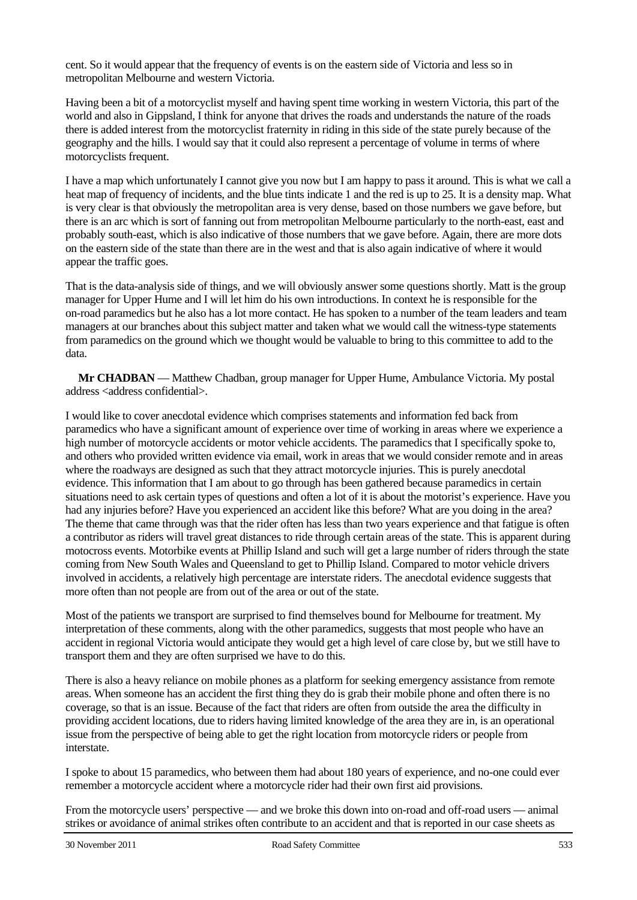cent. So it would appear that the frequency of events is on the eastern side of Victoria and less so in metropolitan Melbourne and western Victoria.

Having been a bit of a motorcyclist myself and having spent time working in western Victoria, this part of the world and also in Gippsland, I think for anyone that drives the roads and understands the nature of the roads there is added interest from the motorcyclist fraternity in riding in this side of the state purely because of the geography and the hills. I would say that it could also represent a percentage of volume in terms of where motorcyclists frequent.

I have a map which unfortunately I cannot give you now but I am happy to pass it around. This is what we call a heat map of frequency of incidents, and the blue tints indicate 1 and the red is up to 25. It is a density map. What is very clear is that obviously the metropolitan area is very dense, based on those numbers we gave before, but there is an arc which is sort of fanning out from metropolitan Melbourne particularly to the north-east, east and probably south-east, which is also indicative of those numbers that we gave before. Again, there are more dots on the eastern side of the state than there are in the west and that is also again indicative of where it would appear the traffic goes.

That is the data-analysis side of things, and we will obviously answer some questions shortly. Matt is the group manager for Upper Hume and I will let him do his own introductions. In context he is responsible for the on-road paramedics but he also has a lot more contact. He has spoken to a number of the team leaders and team managers at our branches about this subject matter and taken what we would call the witness-type statements from paramedics on the ground which we thought would be valuable to bring to this committee to add to the data.

**Mr CHADBAN** — Matthew Chadban, group manager for Upper Hume, Ambulance Victoria. My postal address <address confidential>.

I would like to cover anecdotal evidence which comprises statements and information fed back from paramedics who have a significant amount of experience over time of working in areas where we experience a high number of motorcycle accidents or motor vehicle accidents. The paramedics that I specifically spoke to, and others who provided written evidence via email, work in areas that we would consider remote and in areas where the roadways are designed as such that they attract motorcycle injuries. This is purely anecdotal evidence. This information that I am about to go through has been gathered because paramedics in certain situations need to ask certain types of questions and often a lot of it is about the motorist's experience. Have you had any injuries before? Have you experienced an accident like this before? What are you doing in the area? The theme that came through was that the rider often has less than two years experience and that fatigue is often a contributor as riders will travel great distances to ride through certain areas of the state. This is apparent during motocross events. Motorbike events at Phillip Island and such will get a large number of riders through the state coming from New South Wales and Queensland to get to Phillip Island. Compared to motor vehicle drivers involved in accidents, a relatively high percentage are interstate riders. The anecdotal evidence suggests that more often than not people are from out of the area or out of the state.

Most of the patients we transport are surprised to find themselves bound for Melbourne for treatment. My interpretation of these comments, along with the other paramedics, suggests that most people who have an accident in regional Victoria would anticipate they would get a high level of care close by, but we still have to transport them and they are often surprised we have to do this.

There is also a heavy reliance on mobile phones as a platform for seeking emergency assistance from remote areas. When someone has an accident the first thing they do is grab their mobile phone and often there is no coverage, so that is an issue. Because of the fact that riders are often from outside the area the difficulty in providing accident locations, due to riders having limited knowledge of the area they are in, is an operational issue from the perspective of being able to get the right location from motorcycle riders or people from interstate.

I spoke to about 15 paramedics, who between them had about 180 years of experience, and no-one could ever remember a motorcycle accident where a motorcycle rider had their own first aid provisions.

From the motorcycle users' perspective — and we broke this down into on-road and off-road users — animal strikes or avoidance of animal strikes often contribute to an accident and that is reported in our case sheets as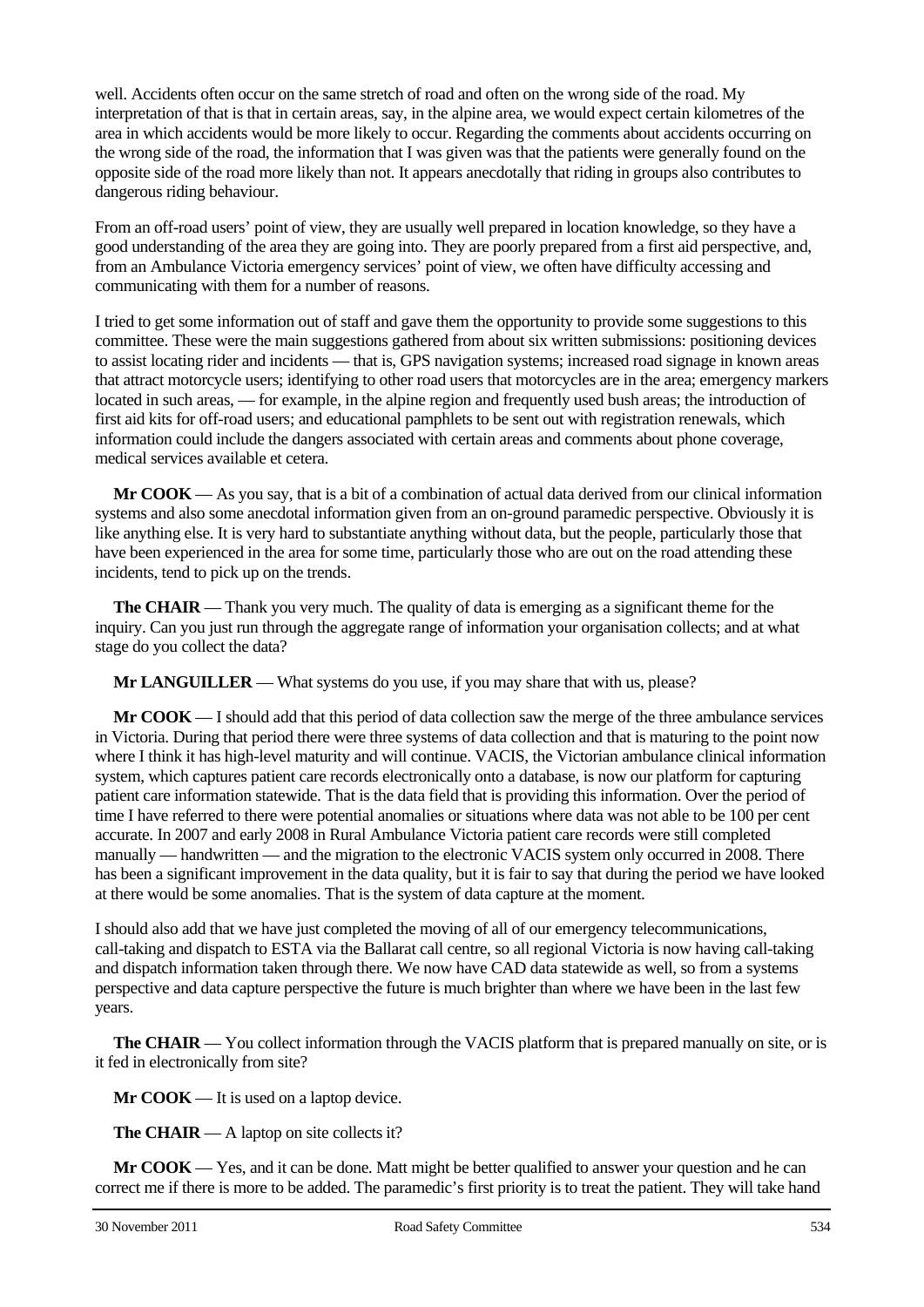well. Accidents often occur on the same stretch of road and often on the wrong side of the road. My interpretation of that is that in certain areas, say, in the alpine area, we would expect certain kilometres of the area in which accidents would be more likely to occur. Regarding the comments about accidents occurring on the wrong side of the road, the information that I was given was that the patients were generally found on the opposite side of the road more likely than not. It appears anecdotally that riding in groups also contributes to dangerous riding behaviour.

From an off-road users' point of view, they are usually well prepared in location knowledge, so they have a good understanding of the area they are going into. They are poorly prepared from a first aid perspective, and, from an Ambulance Victoria emergency services' point of view, we often have difficulty accessing and communicating with them for a number of reasons.

I tried to get some information out of staff and gave them the opportunity to provide some suggestions to this committee. These were the main suggestions gathered from about six written submissions: positioning devices to assist locating rider and incidents — that is, GPS navigation systems; increased road signage in known areas that attract motorcycle users; identifying to other road users that motorcycles are in the area; emergency markers located in such areas, — for example, in the alpine region and frequently used bush areas; the introduction of first aid kits for off-road users; and educational pamphlets to be sent out with registration renewals, which information could include the dangers associated with certain areas and comments about phone coverage, medical services available et cetera.

**Mr COOK** — As you say, that is a bit of a combination of actual data derived from our clinical information systems and also some anecdotal information given from an on-ground paramedic perspective. Obviously it is like anything else. It is very hard to substantiate anything without data, but the people, particularly those that have been experienced in the area for some time, particularly those who are out on the road attending these incidents, tend to pick up on the trends.

**The CHAIR** — Thank you very much. The quality of data is emerging as a significant theme for the inquiry. Can you just run through the aggregate range of information your organisation collects; and at what stage do you collect the data?

**Mr LANGUILLER** — What systems do you use, if you may share that with us, please?

**Mr COOK** — I should add that this period of data collection saw the merge of the three ambulance services in Victoria. During that period there were three systems of data collection and that is maturing to the point now where I think it has high-level maturity and will continue. VACIS, the Victorian ambulance clinical information system, which captures patient care records electronically onto a database, is now our platform for capturing patient care information statewide. That is the data field that is providing this information. Over the period of time I have referred to there were potential anomalies or situations where data was not able to be 100 per cent accurate. In 2007 and early 2008 in Rural Ambulance Victoria patient care records were still completed manually — handwritten — and the migration to the electronic VACIS system only occurred in 2008. There has been a significant improvement in the data quality, but it is fair to say that during the period we have looked at there would be some anomalies. That is the system of data capture at the moment.

I should also add that we have just completed the moving of all of our emergency telecommunications, call-taking and dispatch to ESTA via the Ballarat call centre, so all regional Victoria is now having call-taking and dispatch information taken through there. We now have CAD data statewide as well, so from a systems perspective and data capture perspective the future is much brighter than where we have been in the last few years.

**The CHAIR** — You collect information through the VACIS platform that is prepared manually on site, or is it fed in electronically from site?

**Mr COOK** — It is used on a laptop device.

**The CHAIR** — A laptop on site collects it?

**Mr COOK** — Yes, and it can be done. Matt might be better qualified to answer your question and he can correct me if there is more to be added. The paramedic's first priority is to treat the patient. They will take hand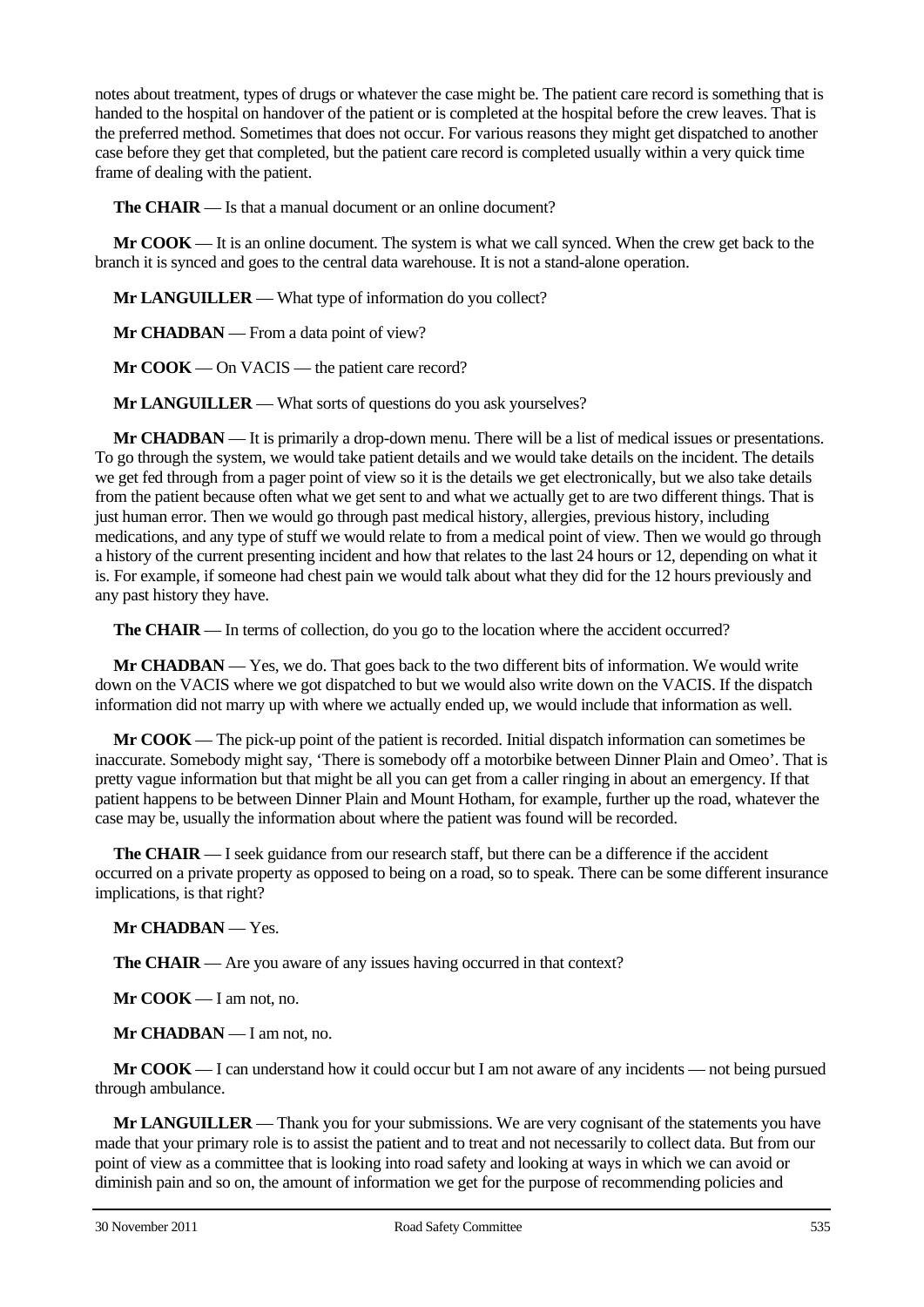notes about treatment, types of drugs or whatever the case might be. The patient care record is something that is handed to the hospital on handover of the patient or is completed at the hospital before the crew leaves. That is the preferred method. Sometimes that does not occur. For various reasons they might get dispatched to another case before they get that completed, but the patient care record is completed usually within a very quick time frame of dealing with the patient.

**The CHAIR** — Is that a manual document or an online document?

**Mr COOK** — It is an online document. The system is what we call synced. When the crew get back to the branch it is synced and goes to the central data warehouse. It is not a stand-alone operation.

**Mr LANGUILLER** — What type of information do you collect?

**Mr CHADBAN** — From a data point of view?

**Mr COOK** — On VACIS — the patient care record?

**Mr LANGUILLER** — What sorts of questions do you ask yourselves?

**Mr CHADBAN** — It is primarily a drop-down menu. There will be a list of medical issues or presentations. To go through the system, we would take patient details and we would take details on the incident. The details we get fed through from a pager point of view so it is the details we get electronically, but we also take details from the patient because often what we get sent to and what we actually get to are two different things. That is just human error. Then we would go through past medical history, allergies, previous history, including medications, and any type of stuff we would relate to from a medical point of view. Then we would go through a history of the current presenting incident and how that relates to the last 24 hours or 12, depending on what it is. For example, if someone had chest pain we would talk about what they did for the 12 hours previously and any past history they have.

**The CHAIR** — In terms of collection, do you go to the location where the accident occurred?

**Mr CHADBAN** — Yes, we do. That goes back to the two different bits of information. We would write down on the VACIS where we got dispatched to but we would also write down on the VACIS. If the dispatch information did not marry up with where we actually ended up, we would include that information as well.

**Mr COOK** — The pick-up point of the patient is recorded. Initial dispatch information can sometimes be inaccurate. Somebody might say, 'There is somebody off a motorbike between Dinner Plain and Omeo'. That is pretty vague information but that might be all you can get from a caller ringing in about an emergency. If that patient happens to be between Dinner Plain and Mount Hotham, for example, further up the road, whatever the case may be, usually the information about where the patient was found will be recorded.

**The CHAIR** — I seek guidance from our research staff, but there can be a difference if the accident occurred on a private property as opposed to being on a road, so to speak. There can be some different insurance implications, is that right?

**Mr CHADBAN** — Yes.

**The CHAIR** — Are you aware of any issues having occurred in that context?

**Mr COOK** — I am not, no.

**Mr CHADBAN** — I am not, no.

**Mr COOK** — I can understand how it could occur but I am not aware of any incidents — not being pursued through ambulance.

**Mr LANGUILLER** — Thank you for your submissions. We are very cognisant of the statements you have made that your primary role is to assist the patient and to treat and not necessarily to collect data. But from our point of view as a committee that is looking into road safety and looking at ways in which we can avoid or diminish pain and so on, the amount of information we get for the purpose of recommending policies and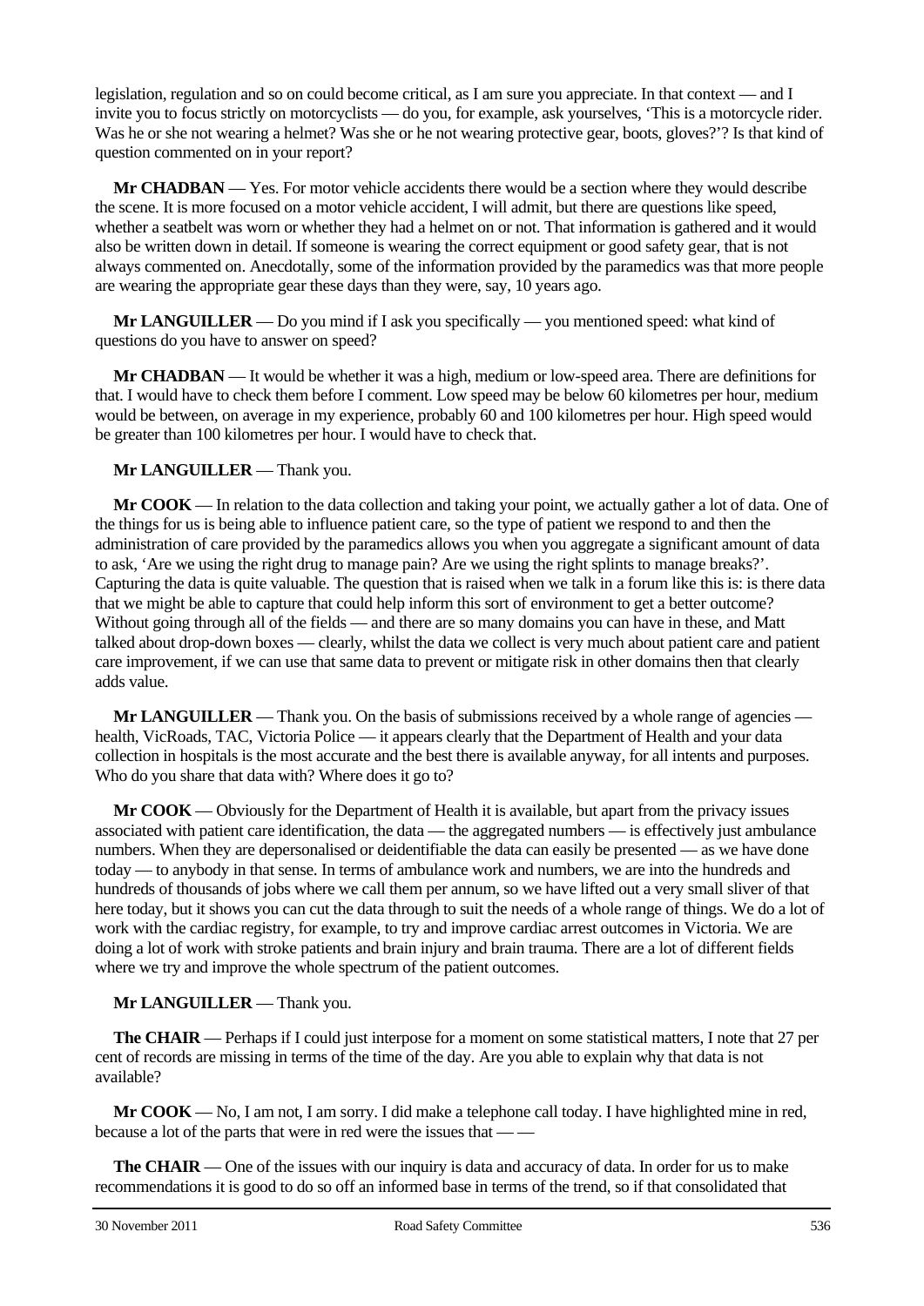legislation, regulation and so on could become critical, as I am sure you appreciate. In that context — and I invite you to focus strictly on motorcyclists — do you, for example, ask yourselves, 'This is a motorcycle rider. Was he or she not wearing a helmet? Was she or he not wearing protective gear, boots, gloves?'? Is that kind of question commented on in your report?

**Mr CHADBAN** — Yes. For motor vehicle accidents there would be a section where they would describe the scene. It is more focused on a motor vehicle accident, I will admit, but there are questions like speed, whether a seatbelt was worn or whether they had a helmet on or not. That information is gathered and it would also be written down in detail. If someone is wearing the correct equipment or good safety gear, that is not always commented on. Anecdotally, some of the information provided by the paramedics was that more people are wearing the appropriate gear these days than they were, say, 10 years ago.

**Mr LANGUILLER** — Do you mind if I ask you specifically — you mentioned speed: what kind of questions do you have to answer on speed?

**Mr CHADBAN** — It would be whether it was a high, medium or low-speed area. There are definitions for that. I would have to check them before I comment. Low speed may be below 60 kilometres per hour, medium would be between, on average in my experience, probably 60 and 100 kilometres per hour. High speed would be greater than 100 kilometres per hour. I would have to check that.

**Mr LANGUILLER** — Thank you.

**Mr COOK** — In relation to the data collection and taking your point, we actually gather a lot of data. One of the things for us is being able to influence patient care, so the type of patient we respond to and then the administration of care provided by the paramedics allows you when you aggregate a significant amount of data to ask, 'Are we using the right drug to manage pain? Are we using the right splints to manage breaks?'. Capturing the data is quite valuable. The question that is raised when we talk in a forum like this is: is there data that we might be able to capture that could help inform this sort of environment to get a better outcome? Without going through all of the fields — and there are so many domains you can have in these, and Matt talked about drop-down boxes — clearly, whilst the data we collect is very much about patient care and patient care improvement, if we can use that same data to prevent or mitigate risk in other domains then that clearly adds value.

**Mr LANGUILLER** — Thank you. On the basis of submissions received by a whole range of agencies — health, VicRoads, TAC, Victoria Police — it appears clearly that the Department of Health and your data collection in hospitals is the most accurate and the best there is available anyway, for all intents and purposes. Who do you share that data with? Where does it go to?

**Mr COOK** — Obviously for the Department of Health it is available, but apart from the privacy issues associated with patient care identification, the data — the aggregated numbers — is effectively just ambulance numbers. When they are depersonalised or deidentifiable the data can easily be presented — as we have done today — to anybody in that sense. In terms of ambulance work and numbers, we are into the hundreds and hundreds of thousands of jobs where we call them per annum, so we have lifted out a very small sliver of that here today, but it shows you can cut the data through to suit the needs of a whole range of things. We do a lot of work with the cardiac registry, for example, to try and improve cardiac arrest outcomes in Victoria. We are doing a lot of work with stroke patients and brain injury and brain trauma. There are a lot of different fields where we try and improve the whole spectrum of the patient outcomes.

**Mr LANGUILLER** — Thank you.

**The CHAIR** — Perhaps if I could just interpose for a moment on some statistical matters, I note that 27 per cent of records are missing in terms of the time of the day. Are you able to explain why that data is not available?

**Mr COOK** — No, I am not, I am sorry. I did make a telephone call today. I have highlighted mine in red, because a lot of the parts that were in red were the issues that — —

**The CHAIR** — One of the issues with our inquiry is data and accuracy of data. In order for us to make recommendations it is good to do so off an informed base in terms of the trend, so if that consolidated that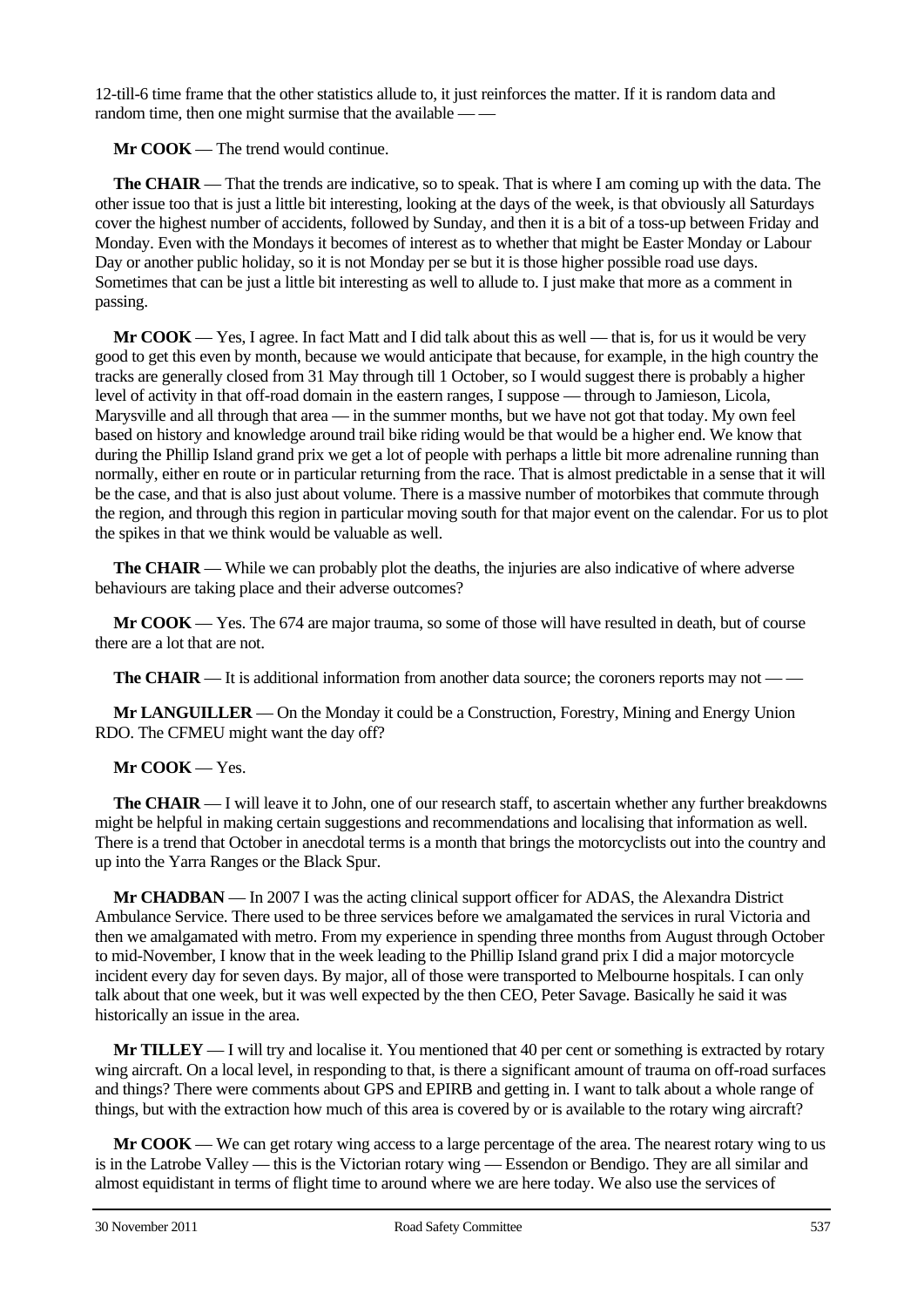12-till-6 time frame that the other statistics allude to, it just reinforces the matter. If it is random data and random time, then one might surmise that the available — —

**Mr COOK** — The trend would continue.

**The CHAIR** — That the trends are indicative, so to speak. That is where I am coming up with the data. The other issue too that is just a little bit interesting, looking at the days of the week, is that obviously all Saturdays cover the highest number of accidents, followed by Sunday, and then it is a bit of a toss-up between Friday and Monday. Even with the Mondays it becomes of interest as to whether that might be Easter Monday or Labour Day or another public holiday, so it is not Monday per se but it is those higher possible road use days. Sometimes that can be just a little bit interesting as well to allude to. I just make that more as a comment in passing.

**Mr COOK** — Yes, I agree. In fact Matt and I did talk about this as well — that is, for us it would be very good to get this even by month, because we would anticipate that because, for example, in the high country the tracks are generally closed from 31 May through till 1 October, so I would suggest there is probably a higher level of activity in that off-road domain in the eastern ranges, I suppose — through to Jamieson, Licola, Marysville and all through that area — in the summer months, but we have not got that today. My own feel based on history and knowledge around trail bike riding would be that would be a higher end. We know that during the Phillip Island grand prix we get a lot of people with perhaps a little bit more adrenaline running than normally, either en route or in particular returning from the race. That is almost predictable in a sense that it will be the case, and that is also just about volume. There is a massive number of motorbikes that commute through the region, and through this region in particular moving south for that major event on the calendar. For us to plot the spikes in that we think would be valuable as well.

**The CHAIR** — While we can probably plot the deaths, the injuries are also indicative of where adverse behaviours are taking place and their adverse outcomes?

**Mr COOK** — Yes. The 674 are major trauma, so some of those will have resulted in death, but of course there are a lot that are not.

**The CHAIR** — It is additional information from another data source; the coroners reports may not — —

**Mr LANGUILLER** — On the Monday it could be a Construction, Forestry, Mining and Energy Union RDO. The CFMEU might want the day off?

**Mr COOK** — Yes.

**The CHAIR** — I will leave it to John, one of our research staff, to ascertain whether any further breakdowns might be helpful in making certain suggestions and recommendations and localising that information as well. There is a trend that October in anecdotal terms is a month that brings the motorcyclists out into the country and up into the Yarra Ranges or the Black Spur.

**Mr CHADBAN** — In 2007 I was the acting clinical support officer for ADAS, the Alexandra District Ambulance Service. There used to be three services before we amalgamated the services in rural Victoria and then we amalgamated with metro. From my experience in spending three months from August through October to mid-November, I know that in the week leading to the Phillip Island grand prix I did a major motorcycle incident every day for seven days. By major, all of those were transported to Melbourne hospitals. I can only talk about that one week, but it was well expected by the then CEO, Peter Savage. Basically he said it was historically an issue in the area.

**Mr TILLEY** — I will try and localise it. You mentioned that 40 per cent or something is extracted by rotary wing aircraft. On a local level, in responding to that, is there a significant amount of trauma on off-road surfaces and things? There were comments about GPS and EPIRB and getting in. I want to talk about a whole range of things, but with the extraction how much of this area is covered by or is available to the rotary wing aircraft?

**Mr COOK** — We can get rotary wing access to a large percentage of the area. The nearest rotary wing to us is in the Latrobe Valley — this is the Victorian rotary wing — Essendon or Bendigo. They are all similar and almost equidistant in terms of flight time to around where we are here today. We also use the services of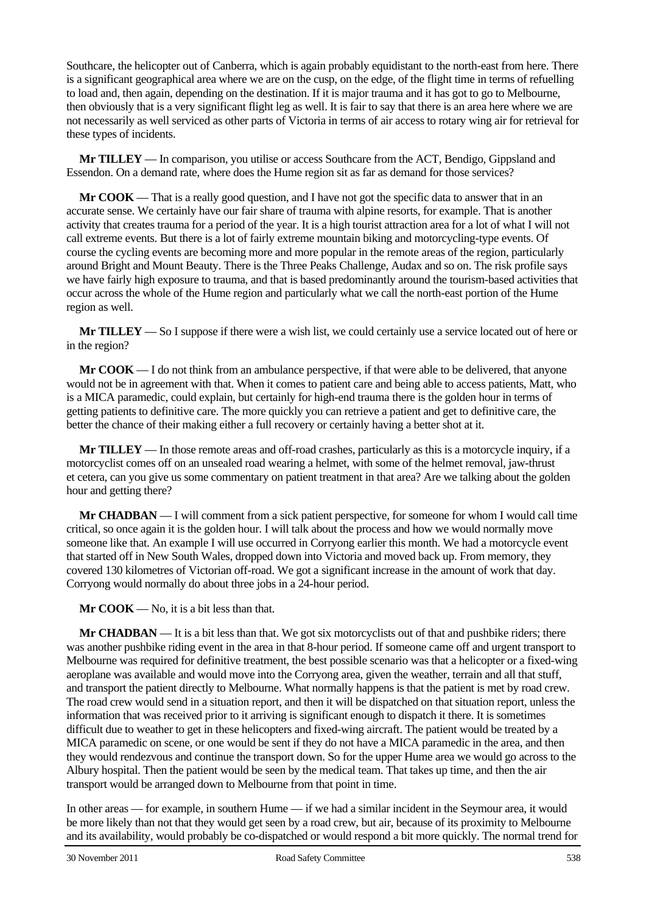Southcare, the helicopter out of Canberra, which is again probably equidistant to the north-east from here. There is a significant geographical area where we are on the cusp, on the edge, of the flight time in terms of refuelling to load and, then again, depending on the destination. If it is major trauma and it has got to go to Melbourne, then obviously that is a very significant flight leg as well. It is fair to say that there is an area here where we are not necessarily as well serviced as other parts of Victoria in terms of air access to rotary wing air for retrieval for these types of incidents.

**Mr TILLEY** — In comparison, you utilise or access Southcare from the ACT, Bendigo, Gippsland and Essendon. On a demand rate, where does the Hume region sit as far as demand for those services?

**Mr COOK** — That is a really good question, and I have not got the specific data to answer that in an accurate sense. We certainly have our fair share of trauma with alpine resorts, for example. That is another activity that creates trauma for a period of the year. It is a high tourist attraction area for a lot of what I will not call extreme events. But there is a lot of fairly extreme mountain biking and motorcycling-type events. Of course the cycling events are becoming more and more popular in the remote areas of the region, particularly around Bright and Mount Beauty. There is the Three Peaks Challenge, Audax and so on. The risk profile says we have fairly high exposure to trauma, and that is based predominantly around the tourism-based activities that occur across the whole of the Hume region and particularly what we call the north-east portion of the Hume region as well.

**Mr TILLEY** — So I suppose if there were a wish list, we could certainly use a service located out of here or in the region?

**Mr COOK** — I do not think from an ambulance perspective, if that were able to be delivered, that anyone would not be in agreement with that. When it comes to patient care and being able to access patients, Matt, who is a MICA paramedic, could explain, but certainly for high-end trauma there is the golden hour in terms of getting patients to definitive care. The more quickly you can retrieve a patient and get to definitive care, the better the chance of their making either a full recovery or certainly having a better shot at it.

**Mr TILLEY** — In those remote areas and off-road crashes, particularly as this is a motorcycle inquiry, if a motorcyclist comes off on an unsealed road wearing a helmet, with some of the helmet removal, jaw-thrust et cetera, can you give us some commentary on patient treatment in that area? Are we talking about the golden hour and getting there?

**Mr CHADBAN** — I will comment from a sick patient perspective, for someone for whom I would call time critical, so once again it is the golden hour. I will talk about the process and how we would normally move someone like that. An example I will use occurred in Corryong earlier this month. We had a motorcycle event that started off in New South Wales, dropped down into Victoria and moved back up. From memory, they covered 130 kilometres of Victorian off-road. We got a significant increase in the amount of work that day. Corryong would normally do about three jobs in a 24-hour period.

**Mr COOK** — No, it is a bit less than that.

**Mr CHADBAN** — It is a bit less than that. We got six motorcyclists out of that and pushbike riders; there was another pushbike riding event in the area in that 8-hour period. If someone came off and urgent transport to Melbourne was required for definitive treatment, the best possible scenario was that a helicopter or a fixed-wing aeroplane was available and would move into the Corryong area, given the weather, terrain and all that stuff, and transport the patient directly to Melbourne. What normally happens is that the patient is met by road crew. The road crew would send in a situation report, and then it will be dispatched on that situation report, unless the information that was received prior to it arriving is significant enough to dispatch it there. It is sometimes difficult due to weather to get in these helicopters and fixed-wing aircraft. The patient would be treated by a MICA paramedic on scene, or one would be sent if they do not have a MICA paramedic in the area, and then they would rendezvous and continue the transport down. So for the upper Hume area we would go across to the Albury hospital. Then the patient would be seen by the medical team. That takes up time, and then the air transport would be arranged down to Melbourne from that point in time.

In other areas — for example, in southern Hume — if we had a similar incident in the Seymour area, it would be more likely than not that they would get seen by a road crew, but air, because of its proximity to Melbourne and its availability, would probably be co-dispatched or would respond a bit more quickly. The normal trend for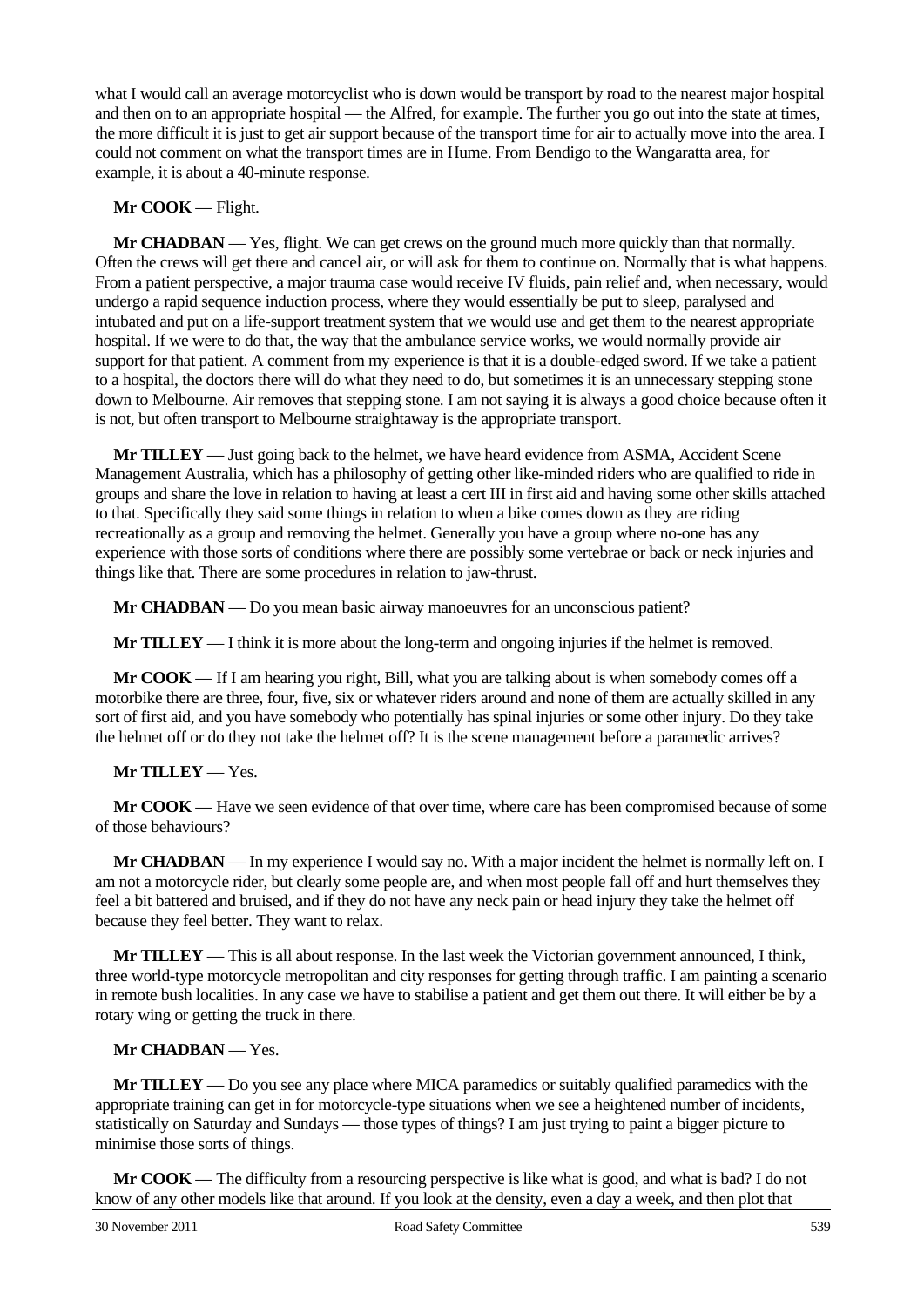what I would call an average motorcyclist who is down would be transport by road to the nearest major hospital and then on to an appropriate hospital — the Alfred, for example. The further you go out into the state at times, the more difficult it is just to get air support because of the transport time for air to actually move into the area. I could not comment on what the transport times are in Hume. From Bendigo to the Wangaratta area, for example, it is about a 40-minute response.

**Mr COOK** — Flight.

**Mr CHADBAN** — Yes, flight. We can get crews on the ground much more quickly than that normally. Often the crews will get there and cancel air, or will ask for them to continue on. Normally that is what happens. From a patient perspective, a major trauma case would receive IV fluids, pain relief and, when necessary, would undergo a rapid sequence induction process, where they would essentially be put to sleep, paralysed and intubated and put on a life-support treatment system that we would use and get them to the nearest appropriate hospital. If we were to do that, the way that the ambulance service works, we would normally provide air support for that patient. A comment from my experience is that it is a double-edged sword. If we take a patient to a hospital, the doctors there will do what they need to do, but sometimes it is an unnecessary stepping stone down to Melbourne. Air removes that stepping stone. I am not saying it is always a good choice because often it is not, but often transport to Melbourne straightaway is the appropriate transport.

**Mr TILLEY** — Just going back to the helmet, we have heard evidence from ASMA, Accident Scene Management Australia, which has a philosophy of getting other like-minded riders who are qualified to ride in groups and share the love in relation to having at least a cert III in first aid and having some other skills attached to that. Specifically they said some things in relation to when a bike comes down as they are riding recreationally as a group and removing the helmet. Generally you have a group where no-one has any experience with those sorts of conditions where there are possibly some vertebrae or back or neck injuries and things like that. There are some procedures in relation to jaw-thrust.

**Mr CHADBAN** — Do you mean basic airway manoeuvres for an unconscious patient?

**Mr TILLEY** — I think it is more about the long-term and ongoing injuries if the helmet is removed.

**Mr COOK** — If I am hearing you right, Bill, what you are talking about is when somebody comes off a motorbike there are three, four, five, six or whatever riders around and none of them are actually skilled in any sort of first aid, and you have somebody who potentially has spinal injuries or some other injury. Do they take the helmet off or do they not take the helmet off? It is the scene management before a paramedic arrives?

**Mr TILLEY** — Yes.

**Mr COOK** — Have we seen evidence of that over time, where care has been compromised because of some of those behaviours?

**Mr CHADBAN** — In my experience I would say no. With a major incident the helmet is normally left on. I am not a motorcycle rider, but clearly some people are, and when most people fall off and hurt themselves they feel a bit battered and bruised, and if they do not have any neck pain or head injury they take the helmet off because they feel better. They want to relax.

**Mr TILLEY** — This is all about response. In the last week the Victorian government announced, I think, three world-type motorcycle metropolitan and city responses for getting through traffic. I am painting a scenario in remote bush localities. In any case we have to stabilise a patient and get them out there. It will either be by a rotary wing or getting the truck in there.

**Mr CHADBAN** — Yes.

**Mr TILLEY** — Do you see any place where MICA paramedics or suitably qualified paramedics with the appropriate training can get in for motorcycle-type situations when we see a heightened number of incidents, statistically on Saturday and Sundays — those types of things? I am just trying to paint a bigger picture to minimise those sorts of things.

**Mr COOK** — The difficulty from a resourcing perspective is like what is good, and what is bad? I do not know of any other models like that around. If you look at the density, even a day a week, and then plot that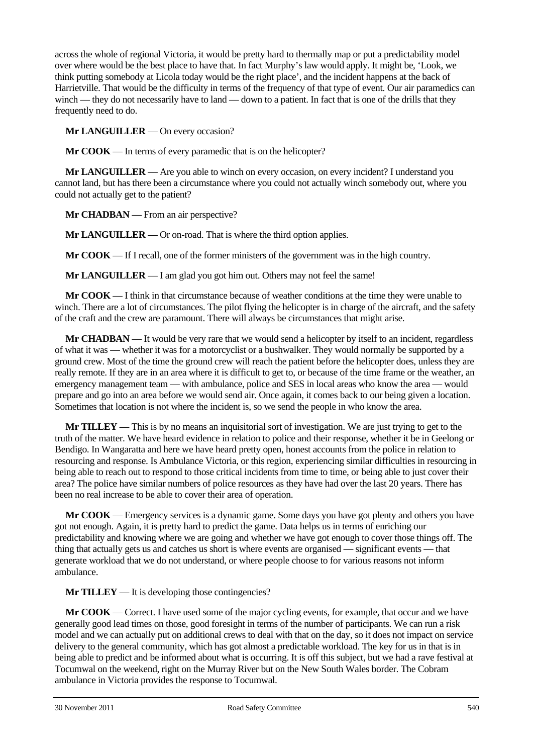across the whole of regional Victoria, it would be pretty hard to thermally map or put a predictability model over where would be the best place to have that. In fact Murphy's law would apply. It might be, 'Look, we think putting somebody at Licola today would be the right place', and the incident happens at the back of Harrietville. That would be the difficulty in terms of the frequency of that type of event. Our air paramedics can winch — they do not necessarily have to land — down to a patient. In fact that is one of the drills that they frequently need to do.

**Mr LANGUILLER** — On every occasion?

**Mr COOK** — In terms of every paramedic that is on the helicopter?

**Mr LANGUILLER** — Are you able to winch on every occasion, on every incident? I understand you cannot land, but has there been a circumstance where you could not actually winch somebody out, where you could not actually get to the patient?

**Mr CHADBAN** — From an air perspective?

**Mr LANGUILLER** — Or on-road. That is where the third option applies.

**Mr COOK** — If I recall, one of the former ministers of the government was in the high country.

**Mr LANGUILLER** — I am glad you got him out. Others may not feel the same!

**Mr COOK** — I think in that circumstance because of weather conditions at the time they were unable to winch. There are a lot of circumstances. The pilot flying the helicopter is in charge of the aircraft, and the safety of the craft and the crew are paramount. There will always be circumstances that might arise.

**Mr CHADBAN** — It would be very rare that we would send a helicopter by itself to an incident, regardless of what it was — whether it was for a motorcyclist or a bushwalker. They would normally be supported by a ground crew. Most of the time the ground crew will reach the patient before the helicopter does, unless they are really remote. If they are in an area where it is difficult to get to, or because of the time frame or the weather, an emergency management team — with ambulance, police and SES in local areas who know the area — would prepare and go into an area before we would send air. Once again, it comes back to our being given a location. Sometimes that location is not where the incident is, so we send the people in who know the area.

**Mr TILLEY** — This is by no means an inquisitorial sort of investigation. We are just trying to get to the truth of the matter. We have heard evidence in relation to police and their response, whether it be in Geelong or Bendigo. In Wangaratta and here we have heard pretty open, honest accounts from the police in relation to resourcing and response. Is Ambulance Victoria, or this region, experiencing similar difficulties in resourcing in being able to reach out to respond to those critical incidents from time to time, or being able to just cover their area? The police have similar numbers of police resources as they have had over the last 20 years. There has been no real increase to be able to cover their area of operation.

**Mr COOK** — Emergency services is a dynamic game. Some days you have got plenty and others you have got not enough. Again, it is pretty hard to predict the game. Data helps us in terms of enriching our predictability and knowing where we are going and whether we have got enough to cover those things off. The thing that actually gets us and catches us short is where events are organised — significant events — that generate workload that we do not understand, or where people choose to for various reasons not inform ambulance.

**Mr TILLEY** — It is developing those contingencies?

**Mr COOK** — Correct. I have used some of the major cycling events, for example, that occur and we have generally good lead times on those, good foresight in terms of the number of participants. We can run a risk model and we can actually put on additional crews to deal with that on the day, so it does not impact on service delivery to the general community, which has got almost a predictable workload. The key for us in that is in being able to predict and be informed about what is occurring. It is off this subject, but we had a rave festival at Tocumwal on the weekend, right on the Murray River but on the New South Wales border. The Cobram ambulance in Victoria provides the response to Tocumwal.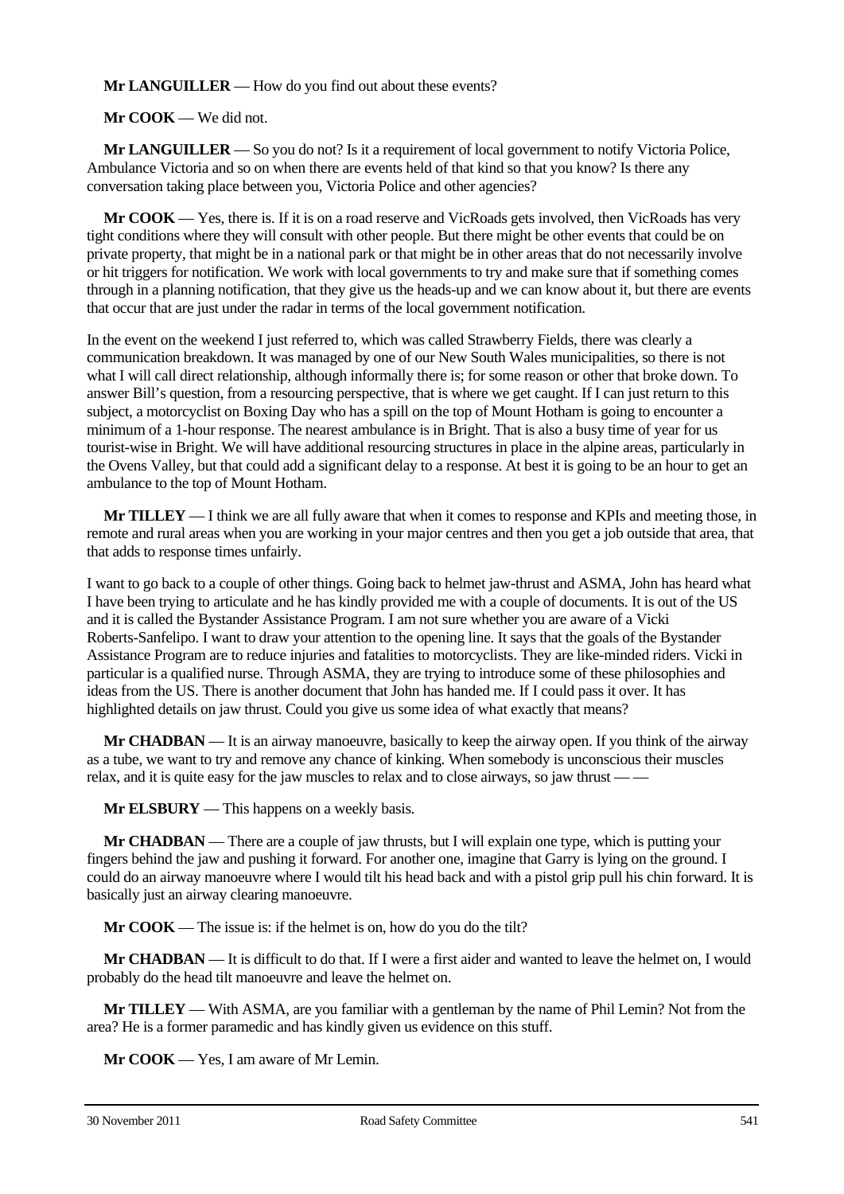**Mr LANGUILLER** — How do you find out about these events?

**Mr COOK** — We did not.

**Mr LANGUILLER** — So you do not? Is it a requirement of local government to notify Victoria Police, Ambulance Victoria and so on when there are events held of that kind so that you know? Is there any conversation taking place between you, Victoria Police and other agencies?

**Mr COOK** — Yes, there is. If it is on a road reserve and VicRoads gets involved, then VicRoads has very tight conditions where they will consult with other people. But there might be other events that could be on private property, that might be in a national park or that might be in other areas that do not necessarily involve or hit triggers for notification. We work with local governments to try and make sure that if something comes through in a planning notification, that they give us the heads-up and we can know about it, but there are events that occur that are just under the radar in terms of the local government notification.

In the event on the weekend I just referred to, which was called Strawberry Fields, there was clearly a communication breakdown. It was managed by one of our New South Wales municipalities, so there is not what I will call direct relationship, although informally there is; for some reason or other that broke down. To answer Bill's question, from a resourcing perspective, that is where we get caught. If I can just return to this subject, a motorcyclist on Boxing Day who has a spill on the top of Mount Hotham is going to encounter a minimum of a 1-hour response. The nearest ambulance is in Bright. That is also a busy time of year for us tourist-wise in Bright. We will have additional resourcing structures in place in the alpine areas, particularly in the Ovens Valley, but that could add a significant delay to a response. At best it is going to be an hour to get an ambulance to the top of Mount Hotham.

**Mr TILLEY** — I think we are all fully aware that when it comes to response and KPIs and meeting those, in remote and rural areas when you are working in your major centres and then you get a job outside that area, that that adds to response times unfairly.

I want to go back to a couple of other things. Going back to helmet jaw-thrust and ASMA, John has heard what I have been trying to articulate and he has kindly provided me with a couple of documents. It is out of the US and it is called the Bystander Assistance Program. I am not sure whether you are aware of a Vicki Roberts-Sanfelipo. I want to draw your attention to the opening line. It says that the goals of the Bystander Assistance Program are to reduce injuries and fatalities to motorcyclists. They are like-minded riders. Vicki in particular is a qualified nurse. Through ASMA, they are trying to introduce some of these philosophies and ideas from the US. There is another document that John has handed me. If I could pass it over. It has highlighted details on jaw thrust. Could you give us some idea of what exactly that means?

**Mr CHADBAN** — It is an airway manoeuvre, basically to keep the airway open. If you think of the airway as a tube, we want to try and remove any chance of kinking. When somebody is unconscious their muscles relax, and it is quite easy for the jaw muscles to relax and to close airways, so jaw thrust — —

**Mr ELSBURY** — This happens on a weekly basis.

**Mr CHADBAN** — There are a couple of jaw thrusts, but I will explain one type, which is putting your fingers behind the jaw and pushing it forward. For another one, imagine that Garry is lying on the ground. I could do an airway manoeuvre where I would tilt his head back and with a pistol grip pull his chin forward. It is basically just an airway clearing manoeuvre.

**Mr COOK** — The issue is: if the helmet is on, how do you do the tilt?

**Mr CHADBAN** — It is difficult to do that. If I were a first aider and wanted to leave the helmet on, I would probably do the head tilt manoeuvre and leave the helmet on.

**Mr TILLEY** — With ASMA, are you familiar with a gentleman by the name of Phil Lemin? Not from the area? He is a former paramedic and has kindly given us evidence on this stuff.

**Mr COOK** — Yes, I am aware of Mr Lemin.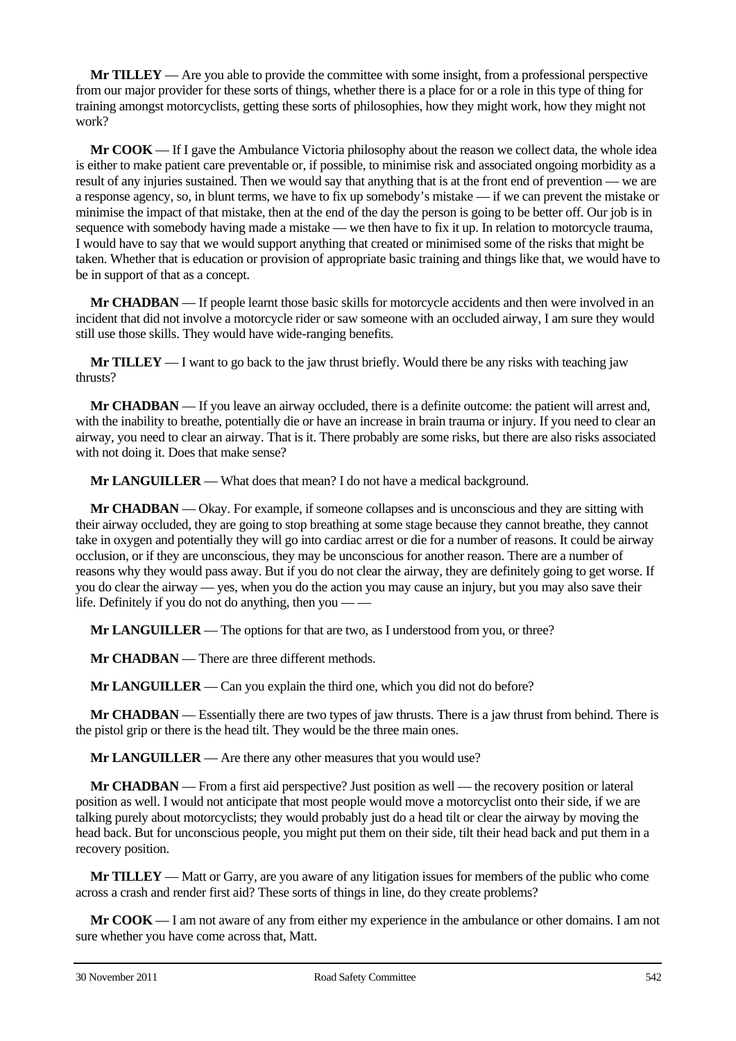**Mr TILLEY** — Are you able to provide the committee with some insight, from a professional perspective from our major provider for these sorts of things, whether there is a place for or a role in this type of thing for training amongst motorcyclists, getting these sorts of philosophies, how they might work, how they might not work?

**Mr COOK** — If I gave the Ambulance Victoria philosophy about the reason we collect data, the whole idea is either to make patient care preventable or, if possible, to minimise risk and associated ongoing morbidity as a result of any injuries sustained. Then we would say that anything that is at the front end of prevention — we are a response agency, so, in blunt terms, we have to fix up somebody's mistake — if we can prevent the mistake or minimise the impact of that mistake, then at the end of the day the person is going to be better off. Our job is in sequence with somebody having made a mistake — we then have to fix it up. In relation to motorcycle trauma, I would have to say that we would support anything that created or minimised some of the risks that might be taken. Whether that is education or provision of appropriate basic training and things like that, we would have to be in support of that as a concept.

**Mr CHADBAN** — If people learnt those basic skills for motorcycle accidents and then were involved in an incident that did not involve a motorcycle rider or saw someone with an occluded airway, I am sure they would still use those skills. They would have wide-ranging benefits.

**Mr TILLEY** — I want to go back to the jaw thrust briefly. Would there be any risks with teaching jaw thrusts?

**Mr CHADBAN** — If you leave an airway occluded, there is a definite outcome: the patient will arrest and, with the inability to breathe, potentially die or have an increase in brain trauma or injury. If you need to clear an airway, you need to clear an airway. That is it. There probably are some risks, but there are also risks associated with not doing it. Does that make sense?

**Mr LANGUILLER** — What does that mean? I do not have a medical background.

**Mr CHADBAN** — Okay. For example, if someone collapses and is unconscious and they are sitting with their airway occluded, they are going to stop breathing at some stage because they cannot breathe, they cannot take in oxygen and potentially they will go into cardiac arrest or die for a number of reasons. It could be airway occlusion, or if they are unconscious, they may be unconscious for another reason. There are a number of reasons why they would pass away. But if you do not clear the airway, they are definitely going to get worse. If you do clear the airway — yes, when you do the action you may cause an injury, but you may also save their life. Definitely if you do not do anything, then you — —

**Mr LANGUILLER** — The options for that are two, as I understood from you, or three?

**Mr CHADBAN** — There are three different methods.

**Mr LANGUILLER** — Can you explain the third one, which you did not do before?

**Mr CHADBAN** — Essentially there are two types of jaw thrusts. There is a jaw thrust from behind. There is the pistol grip or there is the head tilt. They would be the three main ones.

**Mr LANGUILLER** — Are there any other measures that you would use?

**Mr CHADBAN** — From a first aid perspective? Just position as well — the recovery position or lateral position as well. I would not anticipate that most people would move a motorcyclist onto their side, if we are talking purely about motorcyclists; they would probably just do a head tilt or clear the airway by moving the head back. But for unconscious people, you might put them on their side, tilt their head back and put them in a recovery position.

**Mr TILLEY** — Matt or Garry, are you aware of any litigation issues for members of the public who come across a crash and render first aid? These sorts of things in line, do they create problems?

**Mr COOK** — I am not aware of any from either my experience in the ambulance or other domains. I am not sure whether you have come across that, Matt.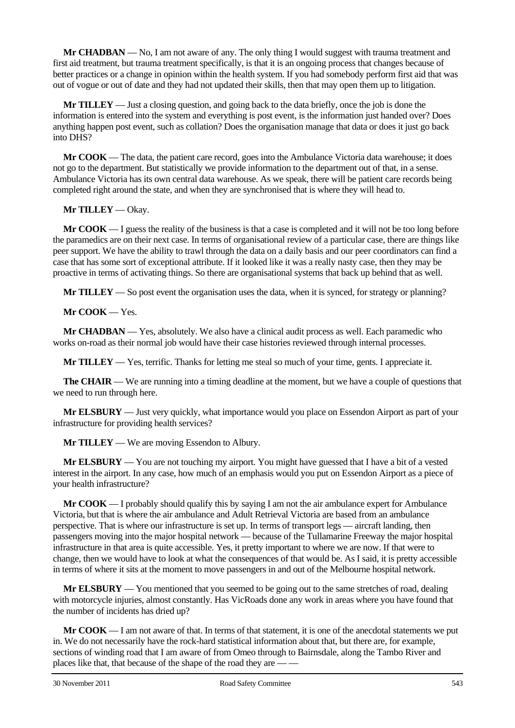**Mr CHADBAN** — No, I am not aware of any. The only thing I would suggest with trauma treatment and first aid treatment, but trauma treatment specifically, is that it is an ongoing process that changes because of better practices or a change in opinion within the health system. If you had somebody perform first aid that was out of vogue or out of date and they had not updated their skills, then that may open them up to litigation.

**Mr TILLEY** — Just a closing question, and going back to the data briefly, once the job is done the information is entered into the system and everything is post event, is the information just handed over? Does anything happen post event, such as collation? Does the organisation manage that data or does it just go back into DHS?

**Mr COOK** — The data, the patient care record, goes into the Ambulance Victoria data warehouse; it does not go to the department. But statistically we provide information to the department out of that, in a sense. Ambulance Victoria has its own central data warehouse. As we speak, there will be patient care records being completed right around the state, and when they are synchronised that is where they will head to.

**Mr TILLEY** — Okay.

**Mr COOK** — I guess the reality of the business is that a case is completed and it will not be too long before the paramedics are on their next case. In terms of organisational review of a particular case, there are things like peer support. We have the ability to trawl through the data on a daily basis and our peer coordinators can find a case that has some sort of exceptional attribute. If it looked like it was a really nasty case, then they may be proactive in terms of activating things. So there are organisational systems that back up behind that as well.

**Mr TILLEY** — So post event the organisation uses the data, when it is synced, for strategy or planning?

**Mr COOK** — Yes.

**Mr CHADBAN** — Yes, absolutely. We also have a clinical audit process as well. Each paramedic who works on-road as their normal job would have their case histories reviewed through internal processes.

**Mr TILLEY** — Yes, terrific. Thanks for letting me steal so much of your time, gents. I appreciate it.

**The CHAIR** — We are running into a timing deadline at the moment, but we have a couple of questions that we need to run through here.

**Mr ELSBURY** — Just very quickly, what importance would you place on Essendon Airport as part of your infrastructure for providing health services?

**Mr TILLEY** — We are moving Essendon to Albury.

**Mr ELSBURY** — You are not touching my airport. You might have guessed that I have a bit of a vested interest in the airport. In any case, how much of an emphasis would you put on Essendon Airport as a piece of your health infrastructure?

**Mr COOK** — I probably should qualify this by saying I am not the air ambulance expert for Ambulance Victoria, but that is where the air ambulance and Adult Retrieval Victoria are based from an ambulance perspective. That is where our infrastructure is set up. In terms of transport legs — aircraft landing, then passengers moving into the major hospital network — because of the Tullamarine Freeway the major hospital infrastructure in that area is quite accessible. Yes, it pretty important to where we are now. If that were to change, then we would have to look at what the consequences of that would be. As I said, it is pretty accessible in terms of where it sits at the moment to move passengers in and out of the Melbourne hospital network.

**Mr ELSBURY** — You mentioned that you seemed to be going out to the same stretches of road, dealing with motorcycle injuries, almost constantly. Has VicRoads done any work in areas where you have found that the number of incidents has dried up?

**Mr COOK** — I am not aware of that. In terms of that statement, it is one of the anecdotal statements we put in. We do not necessarily have the rock-hard statistical information about that, but there are, for example, sections of winding road that I am aware of from Omeo through to Bairnsdale, along the Tambo River and places like that, that because of the shape of the road they are — —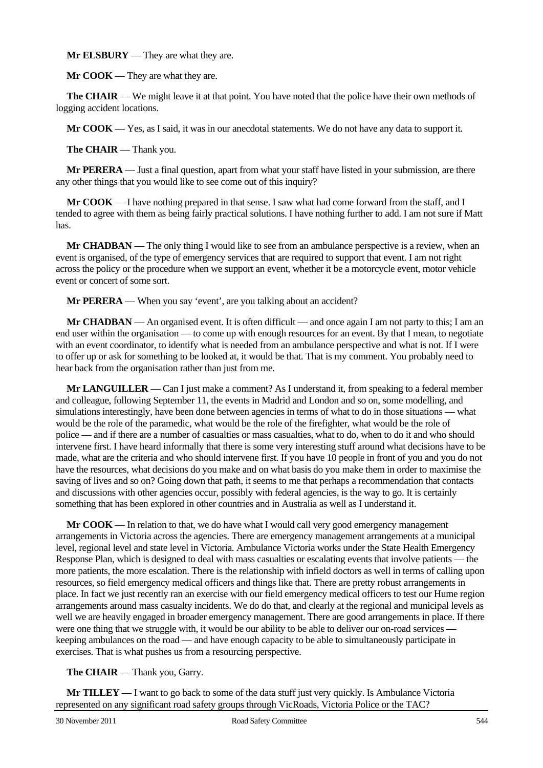**Mr ELSBURY** — They are what they are.

**Mr COOK** — They are what they are.

**The CHAIR** — We might leave it at that point. You have noted that the police have their own methods of logging accident locations.

**Mr COOK** — Yes, as I said, it was in our anecdotal statements. We do not have any data to support it.

**The CHAIR** — Thank you.

**Mr PERERA** — Just a final question, apart from what your staff have listed in your submission, are there any other things that you would like to see come out of this inquiry?

**Mr COOK** — I have nothing prepared in that sense. I saw what had come forward from the staff, and I tended to agree with them as being fairly practical solutions. I have nothing further to add. I am not sure if Matt has.

**Mr CHADBAN** — The only thing I would like to see from an ambulance perspective is a review, when an event is organised, of the type of emergency services that are required to support that event. I am not right across the policy or the procedure when we support an event, whether it be a motorcycle event, motor vehicle event or concert of some sort.

**Mr PERERA** — When you say 'event', are you talking about an accident?

**Mr CHADBAN** — An organised event. It is often difficult — and once again I am not party to this; I am an end user within the organisation — to come up with enough resources for an event. By that I mean, to negotiate with an event coordinator, to identify what is needed from an ambulance perspective and what is not. If I were to offer up or ask for something to be looked at, it would be that. That is my comment. You probably need to hear back from the organisation rather than just from me.

**Mr LANGUILLER** — Can I just make a comment? As I understand it, from speaking to a federal member and colleague, following September 11, the events in Madrid and London and so on, some modelling, and simulations interestingly, have been done between agencies in terms of what to do in those situations — what would be the role of the paramedic, what would be the role of the firefighter, what would be the role of police — and if there are a number of casualties or mass casualties, what to do, when to do it and who should intervene first. I have heard informally that there is some very interesting stuff around what decisions have to be made, what are the criteria and who should intervene first. If you have 10 people in front of you and you do not have the resources, what decisions do you make and on what basis do you make them in order to maximise the saving of lives and so on? Going down that path, it seems to me that perhaps a recommendation that contacts and discussions with other agencies occur, possibly with federal agencies, is the way to go. It is certainly something that has been explored in other countries and in Australia as well as I understand it.

**Mr COOK** — In relation to that, we do have what I would call very good emergency management arrangements in Victoria across the agencies. There are emergency management arrangements at a municipal level, regional level and state level in Victoria. Ambulance Victoria works under the State Health Emergency Response Plan, which is designed to deal with mass casualties or escalating events that involve patients — the more patients, the more escalation. There is the relationship with infield doctors as well in terms of calling upon resources, so field emergency medical officers and things like that. There are pretty robust arrangements in place. In fact we just recently ran an exercise with our field emergency medical officers to test our Hume region arrangements around mass casualty incidents. We do do that, and clearly at the regional and municipal levels as well we are heavily engaged in broader emergency management. There are good arrangements in place. If there were one thing that we struggle with, it would be our ability to be able to deliver our on-road services — keeping ambulances on the road — and have enough capacity to be able to simultaneously participate in exercises. That is what pushes us from a resourcing perspective.

**The CHAIR** — Thank you, Garry.

**Mr TILLEY** — I want to go back to some of the data stuff just very quickly. Is Ambulance Victoria represented on any significant road safety groups through VicRoads, Victoria Police or the TAC?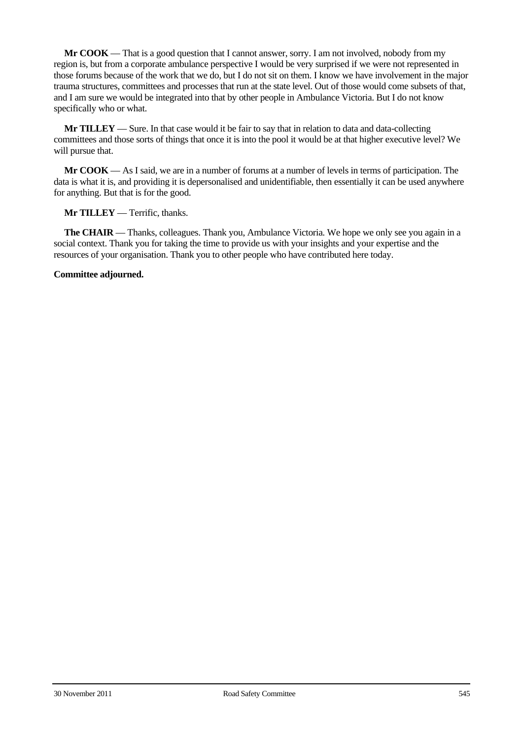**Mr COOK** — That is a good question that I cannot answer, sorry. I am not involved, nobody from my region is, but from a corporate ambulance perspective I would be very surprised if we were not represented in those forums because of the work that we do, but I do not sit on them. I know we have involvement in the major trauma structures, committees and processes that run at the state level. Out of those would come subsets of that, and I am sure we would be integrated into that by other people in Ambulance Victoria. But I do not know specifically who or what.

**Mr TILLEY** — Sure. In that case would it be fair to say that in relation to data and data-collecting committees and those sorts of things that once it is into the pool it would be at that higher executive level? We will pursue that.

**Mr COOK** — As I said, we are in a number of forums at a number of levels in terms of participation. The data is what it is, and providing it is depersonalised and unidentifiable, then essentially it can be used anywhere for anything. But that is for the good.

**Mr TILLEY** — Terrific, thanks.

**The CHAIR** — Thanks, colleagues. Thank you, Ambulance Victoria. We hope we only see you again in a social context. Thank you for taking the time to provide us with your insights and your expertise and the resources of your organisation. Thank you to other people who have contributed here today.

**Committee adjourned.**